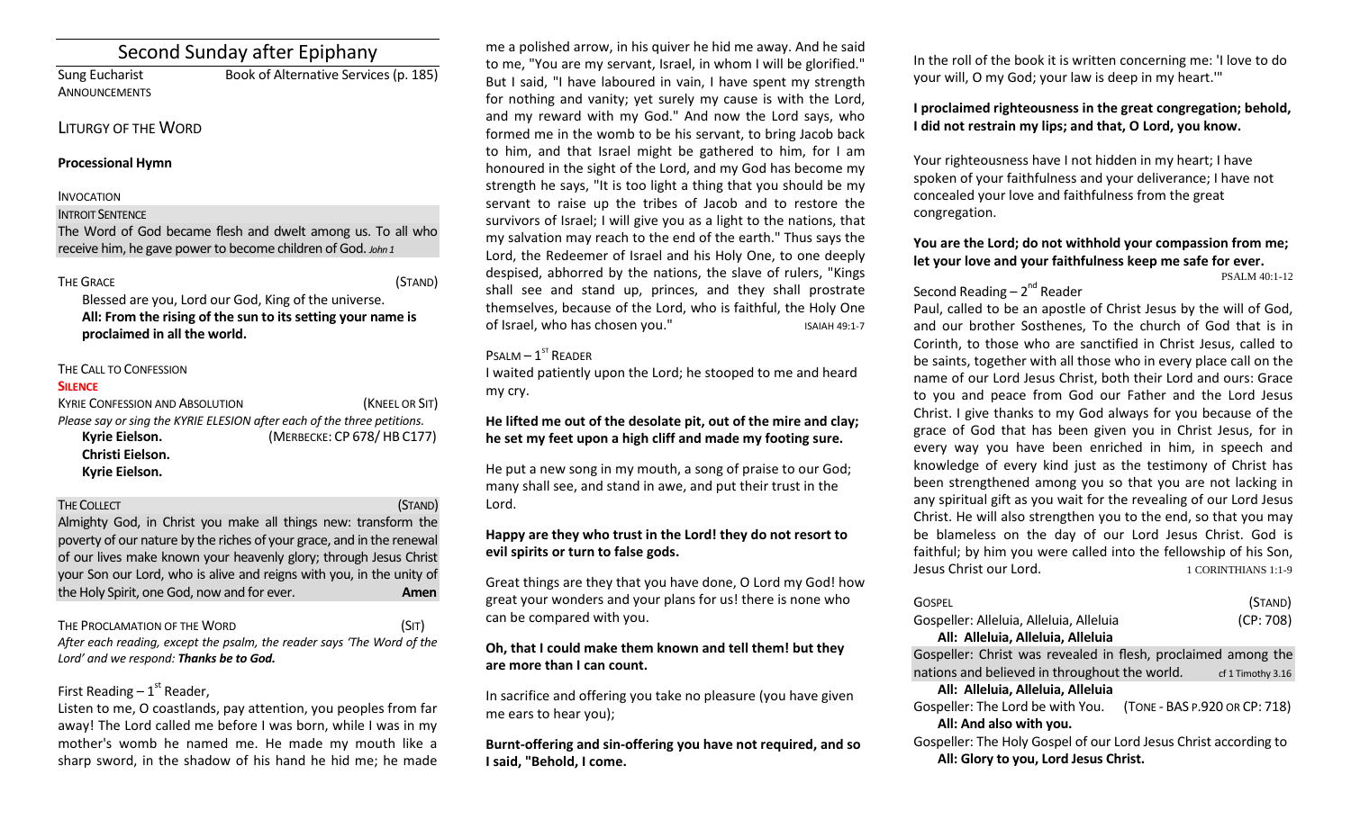# Second Sunday after Epiphany

Sung Eucharist — Book of Alternative Services (p. 185)

ANNOUNCEMENTS

## LITURGY OF THE WORD

**Processional Hymn**

INVOCATION

INTROIT SENTENCE

The Word of God became flesh and dwelt among us. To all who receive him, he gave power to become children of God. *John 1*

THE GRACE (STAND)

Blessed are you, Lord our God, King of the universe.

**All: From the rising of the sun to its setting your name is proclaimed in all the world.**

THE CALL TO CONFESSION

**SILENCE**

KYRIE CONFESSION AND ABSOLUTION (KNEEL OR SIT)

*Please say or sing the KYRIE ELESION after each of the three petitions.*

**Kyrie Eielson.** (MERBECKE: CP 678/ HB C177)

**Christi Eielson.**

**Kyrie Eielson.**

THE COLLECT (STAND)

Almighty God, in Christ you make all things new: transform the poverty of our nature by the riches of your grace, and in the renewal of our lives make known your heavenly glory; through Jesus Christ your Son our Lord, who is alive and reigns with you, in the unity of the Holy Spirit, one God, now and for ever. **Amen**

THE PROCLAMATION OF THE WORD (SIT)

*After each reading, except the psalm, the reader says 'The Word of the Lord' and we respond:* ***Thanks be to God.***

First Reading – 1st Reader,

Listen to me, O coastlands, pay attention, you peoples from far away! The Lord called me before I was born, while I was in my mother's womb he named me. He made my mouth like a sharp sword, in the shadow of his hand he hid me; he made me a polished arrow, in his quiver he hid me away. And he said to me, "You are my servant, Israel, in whom I will be glorified." But I said, "I have laboured in vain, I have spent my strength for nothing and vanity; yet surely my cause is with the Lord, and my reward with my God." And now the Lord says, who formed me in the womb to be his servant, to bring Jacob back to him, and that Israel might be gathered to him, for I am honoured in the sight of the Lord, and my God has become my strength he says, "It is too light a thing that you should be my servant to raise up the tribes of Jacob and to restore the survivors of Israel; I will give you as a light to the nations, that my salvation may reach to the end of the earth." Thus says the Lord, the Redeemer of Israel and his Holy One, to one deeply despised, abhorred by the nations, the slave of rulers, "Kings shall see and stand up, princes, and they shall prostrate themselves, because of the Lord, who is faithful, the Holy One of Israel, who has chosen you." ISAIAH 49:1-7

PSALM – 1ST READER

I waited patiently upon the Lord; he stooped to me and heard my cry.

**He lifted me out of the desolate pit, out of the mire and clay; he set my feet upon a high cliff and made my footing sure.**

He put a new song in my mouth, a song of praise to our God; many shall see, and stand in awe, and put their trust in the Lord.

**Happy are they who trust in the Lord! they do not resort to evil spirits or turn to false gods.**

Great things are they that you have done, O Lord my God! how great your wonders and your plans for us! there is none who can be compared with you.

**Oh, that I could make them known and tell them! but they are more than I can count.**

In sacrifice and offering you take no pleasure (you have given me ears to hear you);

**Burnt-offering and sin-offering you have not required, and so I said, "Behold, I come.**

In the roll of the book it is written concerning me: 'I love to do your will, O my God; your law is deep in my heart.'"

**I proclaimed righteousness in the great congregation; behold, I did not restrain my lips; and that, O Lord, you know.**

Your righteousness have I not hidden in my heart; I have spoken of your faithfulness and your deliverance; I have not concealed your love and faithfulness from the great congregation.

**You are the Lord; do not withhold your compassion from me; let your love and your faithfulness keep me safe for ever.**

PSALM 40:1-12

Second Reading – 2nd Reader

Paul, called to be an apostle of Christ Jesus by the will of God, and our brother Sosthenes, To the church of God that is in Corinth, to those who are sanctified in Christ Jesus, called to be saints, together with all those who in every place call on the name of our Lord Jesus Christ, both their Lord and ours: Grace to you and peace from God our Father and the Lord Jesus Christ. I give thanks to my God always for you because of the grace of God that has been given you in Christ Jesus, for in every way you have been enriched in him, in speech and knowledge of every kind just as the testimony of Christ has been strengthened among you so that you are not lacking in any spiritual gift as you wait for the revealing of our Lord Jesus Christ. He will also strengthen you to the end, so that you may be blameless on the day of our Lord Jesus Christ. God is faithful; by him you were called into the fellowship of his Son, Jesus Christ our Lord. 1 CORINTHIANS 1:1-9

GOSPEL (STAND)

Gospeller: Alleluia, Alleluia, Alleluia (CP: 708)

**All: Alleluia, Alleluia, Alleluia**

Gospeller: Christ was revealed in flesh, proclaimed among the nations and believed in throughout the world. cf 1 Timothy 3.16

**All: Alleluia, Alleluia, Alleluia**

Gospeller: The Lord be with You. (TONE - BAS P.920 OR CP: 718)

**All: And also with you.**

Gospeller: The Holy Gospel of our Lord Jesus Christ according to

**All: Glory to you, Lord Jesus Christ.**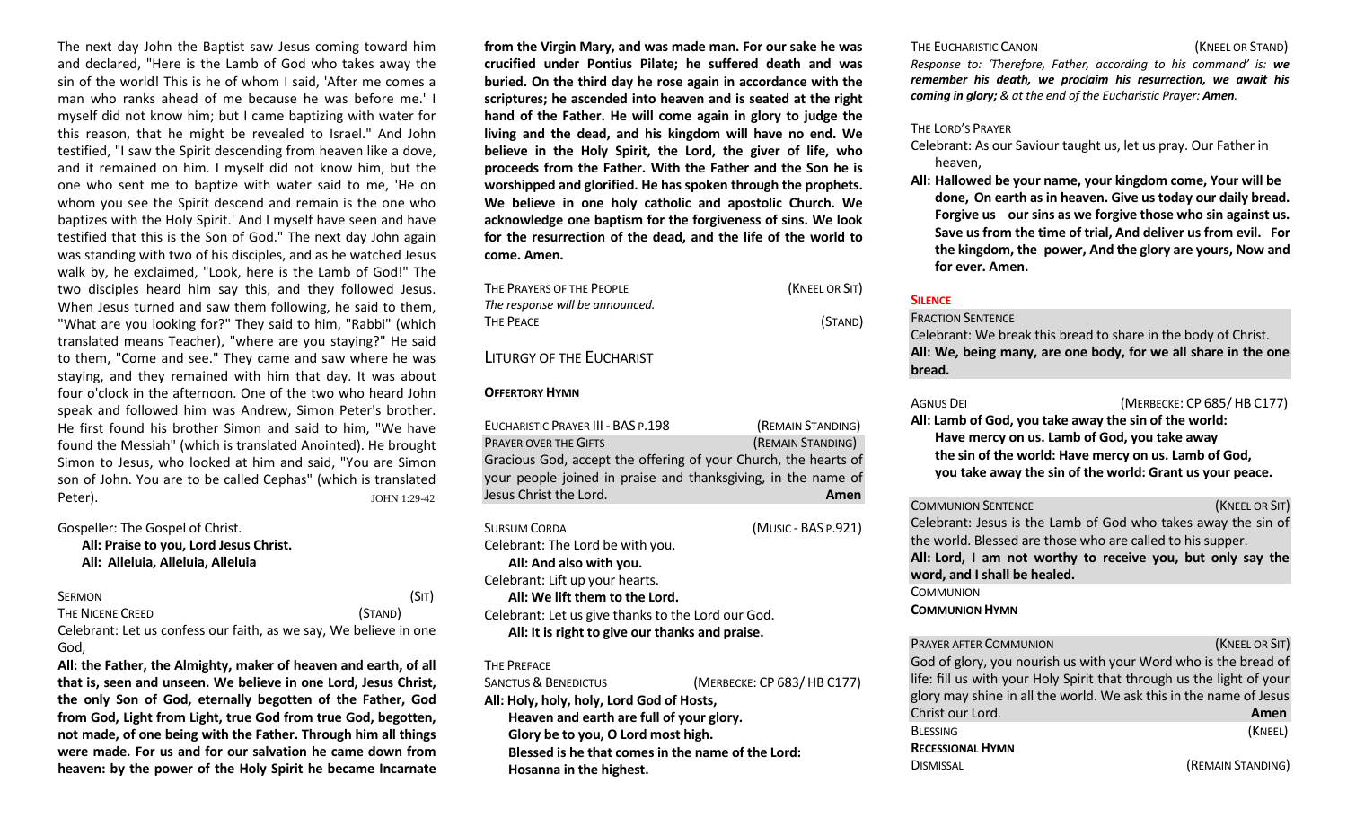The next day John the Baptist saw Jesus coming toward him and declared, "Here is the Lamb of God who takes away the sin of the world! This is he of whom I said, 'After me comes a man who ranks ahead of me because he was before me.' I myself did not know him; but I came baptizing with water for this reason, that he might be revealed to Israel." And John testified, "I saw the Spirit descending from heaven like a dove, and it remained on him. I myself did not know him, but the one who sent me to baptize with water said to me, 'He on whom you see the Spirit descend and remain is the one who baptizes with the Holy Spirit.' And I myself have seen and have testified that this is the Son of God." The next day John again was standing with two of his disciples, and as he watched Jesus walk by, he exclaimed, "Look, here is the Lamb of God!" The two disciples heard him say this, and they followed Jesus. When Jesus turned and saw them following, he said to them, "What are you looking for?" They said to him, "Rabbi" (which translated means Teacher), "where are you staying?" He said to them, "Come and see." They came and saw where he was staying, and they remained with him that day. It was about four o'clock in the afternoon. One of the two who heard John speak and followed him was Andrew, Simon Peter's brother. He first found his brother Simon and said to him, "We have found the Messiah" (which is translated Anointed). He brought Simon to Jesus, who looked at him and said, "You are Simon son of John. You are to be called Cephas" (which is translated Peter). JOHN 1:29-42

Gospeller: The Gospel of Christ.

**All: Praise to you, Lord Jesus Christ.**
**All: Alleluia, Alleluia, Alleluia**

SERMON (SIT)

THE NICENE CREED (STAND)

Celebrant: Let us confess our faith, as we say, We believe in one God,

**All: the Father, the Almighty, maker of heaven and earth, of all that is, seen and unseen. We believe in one Lord, Jesus Christ, the only Son of God, eternally begotten of the Father, God from God, Light from Light, true God from true God, begotten, not made, of one being with the Father. Through him all things were made. For us and for our salvation he came down from heaven: by the power of the Holy Spirit he became Incarnate from the Virgin Mary, and was made man. For our sake he was crucified under Pontius Pilate; he suffered death and was buried. On the third day he rose again in accordance with the scriptures; he ascended into heaven and is seated at the right hand of the Father. He will come again in glory to judge the living and the dead, and his kingdom will have no end. We believe in the Holy Spirit, the Lord, the giver of life, who proceeds from the Father. With the Father and the Son he is worshipped and glorified. He has spoken through the prophets. We believe in one holy catholic and apostolic Church. We acknowledge one baptism for the forgiveness of sins. We look for the resurrection of the dead, and the life of the world to come. Amen.**

THE PRAYERS OF THE PEOPLE (KNEEL OR SIT)

*The response will be announced.*

THE PEACE (STAND)

## LITURGY OF THE EUCHARIST

**OFFERTORY HYMN**

EUCHARISTIC PRAYER III - BAS P.198 (REMAIN STANDING)

PRAYER OVER THE GIFTS (REMAIN STANDING)

Gracious God, accept the offering of your Church, the hearts of your people joined in praise and thanksgiving, in the name of Jesus Christ the Lord. **Amen**

SURSUM CORDA (MUSIC - BAS P.921)

Celebrant: The Lord be with you.

**All: And also with you.**

Celebrant: Lift up your hearts.

**All: We lift them to the Lord.**

Celebrant: Let us give thanks to the Lord our God.

**All: It is right to give our thanks and praise.**

THE PREFACE

SANCTUS & BENEDICTUS (MERBECKE: CP 683/ HB C177)

**All: Holy, holy, holy, Lord God of Hosts,**
**Heaven and earth are full of your glory.**
**Glory be to you, O Lord most high.**
**Blessed is he that comes in the name of the Lord:**
**Hosanna in the highest.**

THE EUCHARISTIC CANON (KNEEL OR STAND)

*Response to: 'Therefore, Father, according to his command' is: **we remember his death, we proclaim his resurrection, we await his coming in glory;** & at the end of the Eucharistic Prayer: **Amen**.*

THE LORD'S PRAYER

Celebrant: As our Saviour taught us, let us pray. Our Father in heaven,

**All: Hallowed be your name, your kingdom come, Your will be done, On earth as in heaven. Give us today our daily bread. Forgive us our sins as we forgive those who sin against us. Save us from the time of trial, And deliver us from evil. For the kingdom, the power, And the glory are yours, Now and for ever. Amen.**

**SILENCE**

FRACTION SENTENCE

Celebrant: We break this bread to share in the body of Christ.

**All: We, being many, are one body, for we all share in the one bread.**

AGNUS DEI (MERBECKE: CP 685/ HB C177)

**All: Lamb of God, you take away the sin of the world:**
**Have mercy on us. Lamb of God, you take away**
**the sin of the world: Have mercy on us. Lamb of God,**
**you take away the sin of the world: Grant us your peace.**

COMMUNION SENTENCE (KNEEL OR SIT)

Celebrant: Jesus is the Lamb of God who takes away the sin of the world. Blessed are those who are called to his supper.

**All: Lord, I am not worthy to receive you, but only say the word, and I shall be healed.**

COMMUNION

**COMMUNION HYMN**

PRAYER AFTER COMMUNION (KNEEL OR SIT)

God of glory, you nourish us with your Word who is the bread of life: fill us with your Holy Spirit that through us the light of your glory may shine in all the world. We ask this in the name of Jesus Christ our Lord. **Amen**

BLESSING (KNEEL)

**RECESSIONAL HYMN**

DISMISSAL (REMAIN STANDING)